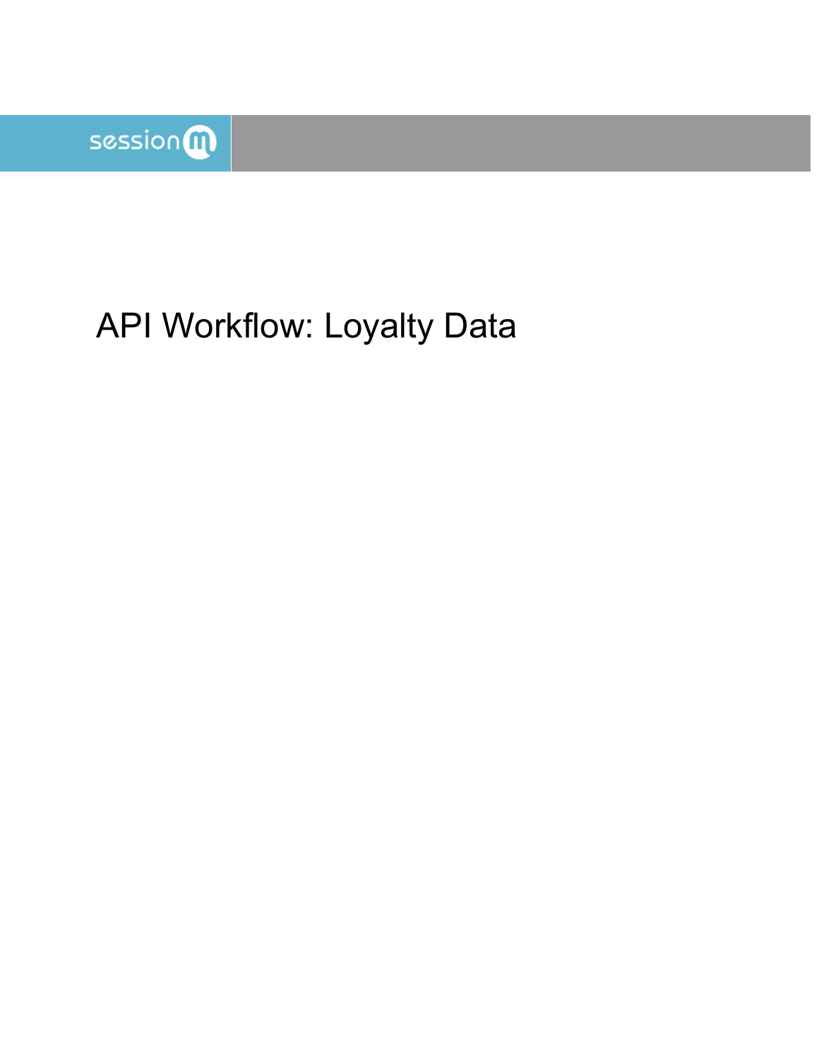sessionm

# API Workflow: Loyalty Data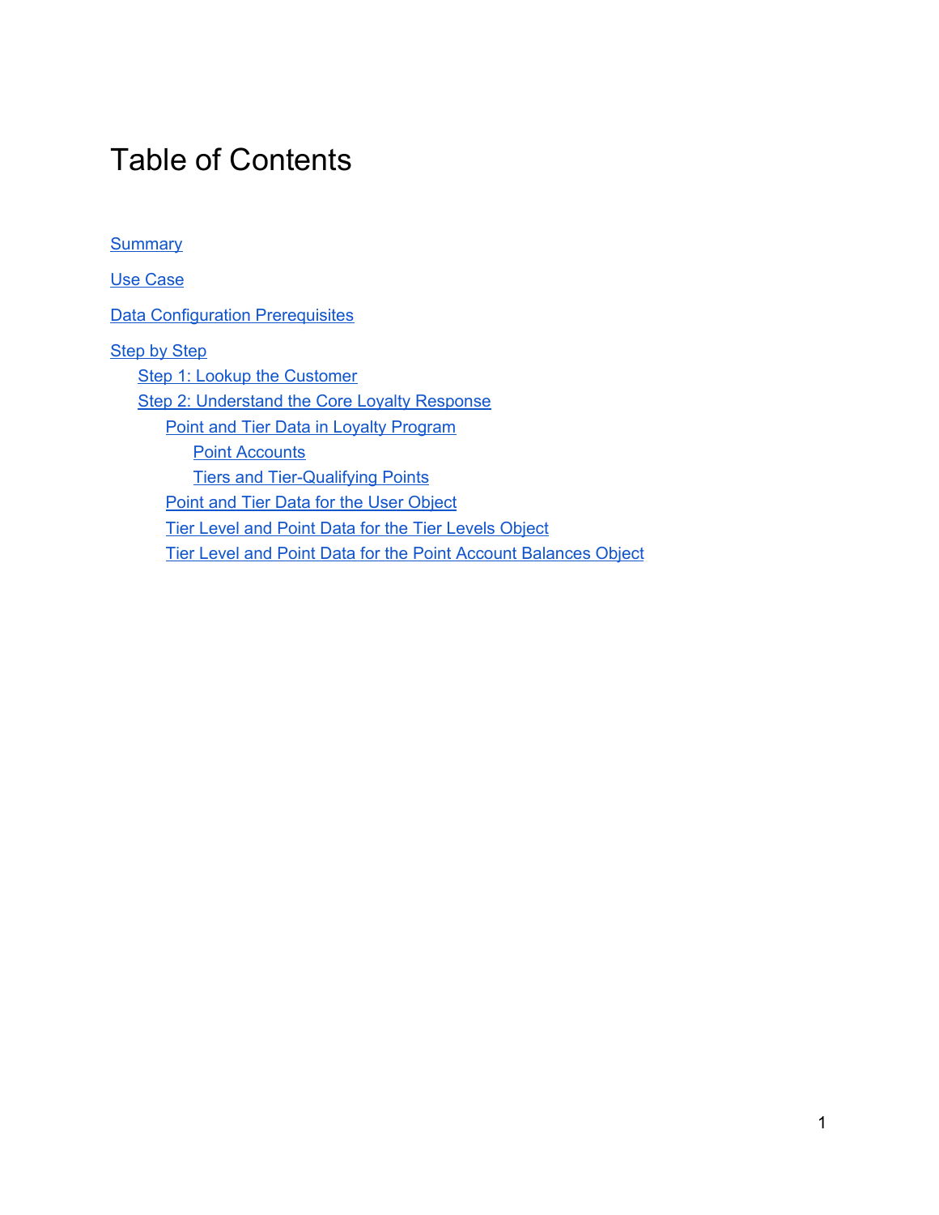# Table of Contents

- Summary
- Use Case
- Data Configuration Prerequisites
- Step by Step
  - Step 1: Lookup the Customer
  - Step 2: Understand the Core Loyalty Response
    - Point and Tier Data in Loyalty Program
      - Point Accounts
      - Tiers and Tier-Qualifying Points
    - Point and Tier Data for the User Object
    - Tier Level and Point Data for the Tier Levels Object
    - Tier Level and Point Data for the Point Account Balances Object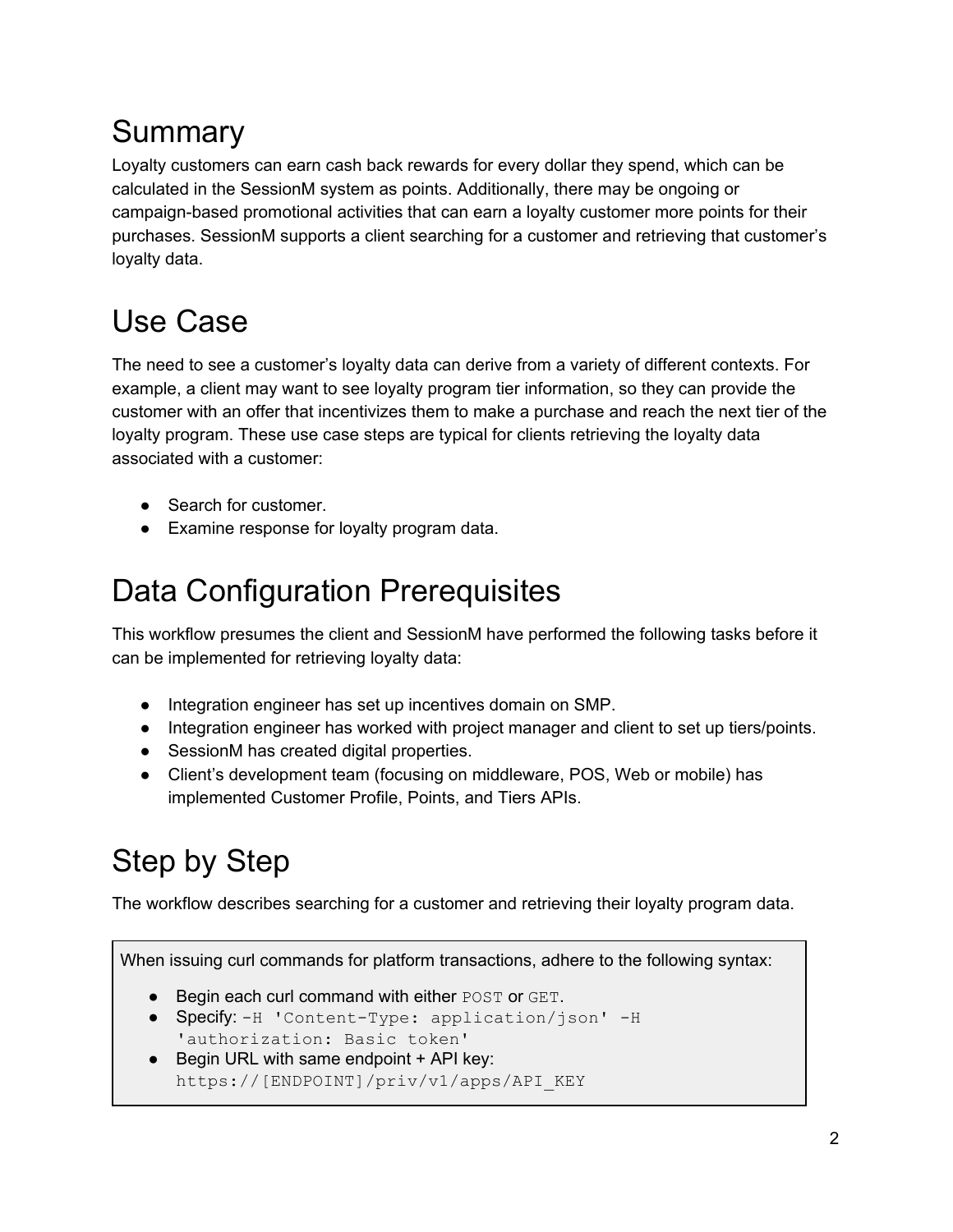# Summary

Loyalty customers can earn cash back rewards for every dollar they spend, which can be calculated in the SessionM system as points. Additionally, there may be ongoing or campaign-based promotional activities that can earn a loyalty customer more points for their purchases. SessionM supports a client searching for a customer and retrieving that customer's loyalty data.

# Use Case

The need to see a customer's loyalty data can derive from a variety of different contexts. For example, a client may want to see loyalty program tier information, so they can provide the customer with an offer that incentivizes them to make a purchase and reach the next tier of the loyalty program. These use case steps are typical for clients retrieving the loyalty data associated with a customer:

- Search for customer.
- Examine response for loyalty program data.

# Data Configuration Prerequisites

This workflow presumes the client and SessionM have performed the following tasks before it can be implemented for retrieving loyalty data:

- Integration engineer has set up incentives domain on SMP.
- Integration engineer has worked with project manager and client to set up tiers/points.
- SessionM has created digital properties.
- Client's development team (focusing on middleware, POS, Web or mobile) has implemented Customer Profile, Points, and Tiers APIs.

# Step by Step

The workflow describes searching for a customer and retrieving their loyalty program data.

When issuing curl commands for platform transactions, adhere to the following syntax:

- Begin each curl command with either `POST` or `GET`.
- Specify: `-H 'Content-Type: application/json' -H 'authorization: Basic token'`
- Begin URL with same endpoint + API key: `https://[ENDPOINT]/priv/v1/apps/API_KEY`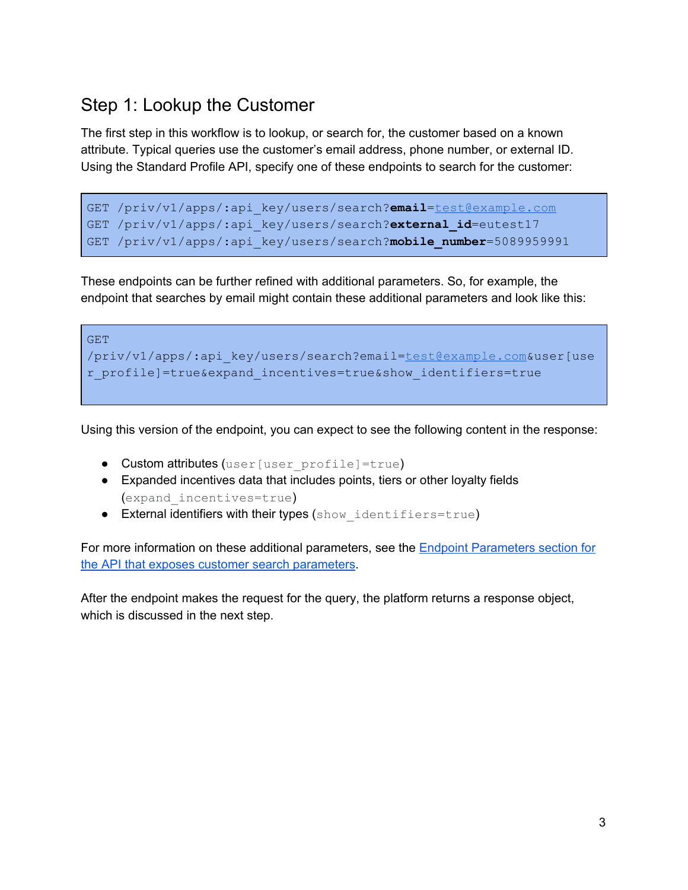## Step 1: Lookup the Customer

The first step in this workflow is to lookup, or search for, the customer based on a known attribute. Typical queries use the customer's email address, phone number, or external ID. Using the Standard Profile API, specify one of these endpoints to search for the customer:

```
GET /priv/v1/apps/:api_key/users/search?email=test@example.com
GET /priv/v1/apps/:api_key/users/search?external_id=eutest17
GET /priv/v1/apps/:api_key/users/search?mobile_number=5089959991
```

These endpoints can be further refined with additional parameters. So, for example, the endpoint that searches by email might contain these additional parameters and look like this:

```
GET
/priv/v1/apps/:api_key/users/search?email=test@example.com&user[user_profile]=true&expand_incentives=true&show_identifiers=true
```

Using this version of the endpoint, you can expect to see the following content in the response:

- Custom attributes (`user[user_profile]=true`)
- Expanded incentives data that includes points, tiers or other loyalty fields (`expand_incentives=true`)
- External identifiers with their types (`show_identifiers=true`)

For more information on these additional parameters, see the Endpoint Parameters section for the API that exposes customer search parameters.

After the endpoint makes the request for the query, the platform returns a response object, which is discussed in the next step.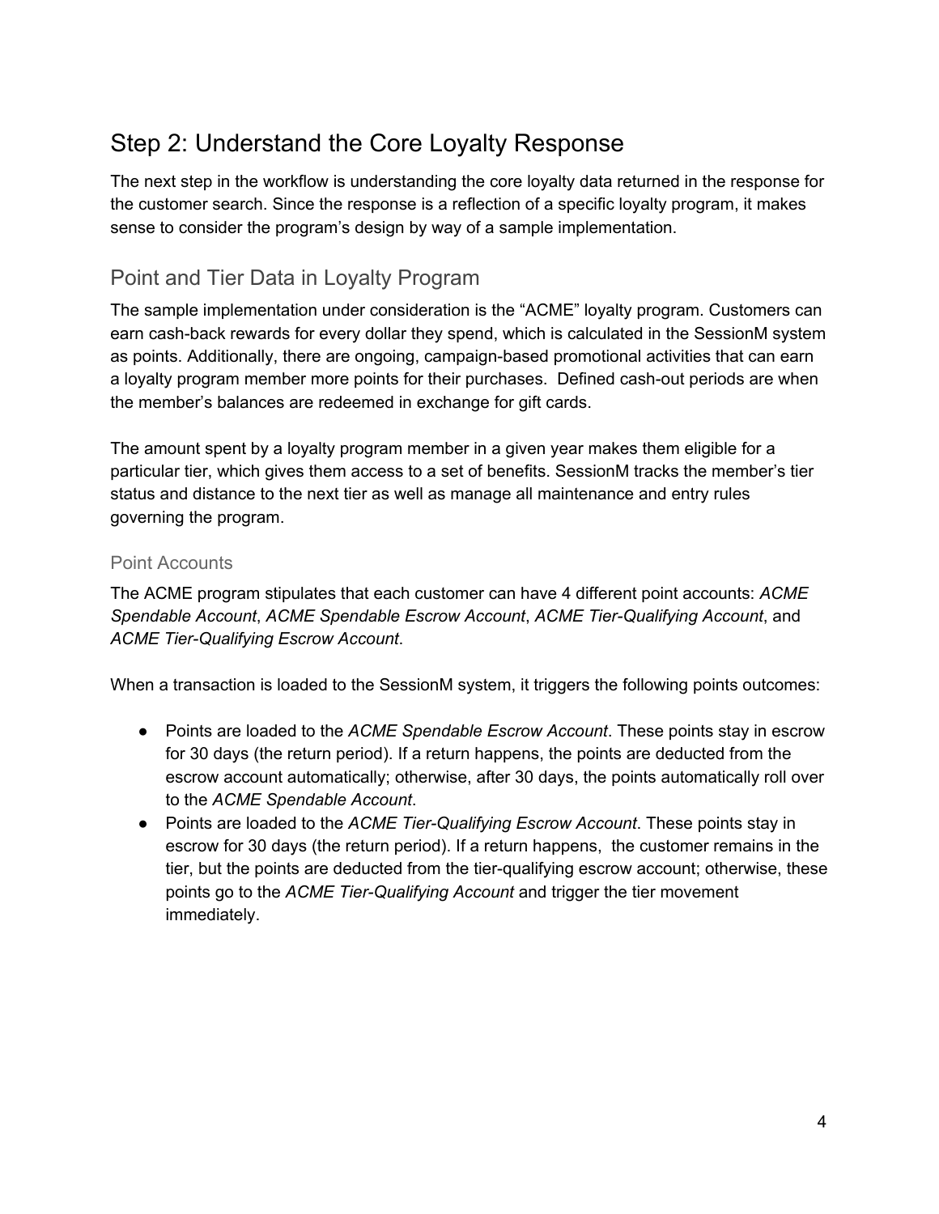# Step 2: Understand the Core Loyalty Response

The next step in the workflow is understanding the core loyalty data returned in the response for the customer search. Since the response is a reflection of a specific loyalty program, it makes sense to consider the program's design by way of a sample implementation.

## Point and Tier Data in Loyalty Program

The sample implementation under consideration is the "ACME" loyalty program. Customers can earn cash-back rewards for every dollar they spend, which is calculated in the SessionM system as points. Additionally, there are ongoing, campaign-based promotional activities that can earn a loyalty program member more points for their purchases. Defined cash-out periods are when the member's balances are redeemed in exchange for gift cards.

The amount spent by a loyalty program member in a given year makes them eligible for a particular tier, which gives them access to a set of benefits. SessionM tracks the member's tier status and distance to the next tier as well as manage all maintenance and entry rules governing the program.

### Point Accounts

The ACME program stipulates that each customer can have 4 different point accounts: *ACME Spendable Account*, *ACME Spendable Escrow Account*, *ACME Tier-Qualifying Account*, and *ACME Tier-Qualifying Escrow Account*.

When a transaction is loaded to the SessionM system, it triggers the following points outcomes:

- Points are loaded to the *ACME Spendable Escrow Account*. These points stay in escrow for 30 days (the return period). If a return happens, the points are deducted from the escrow account automatically; otherwise, after 30 days, the points automatically roll over to the *ACME Spendable Account*.
- Points are loaded to the *ACME Tier-Qualifying Escrow Account*. These points stay in escrow for 30 days (the return period). If a return happens, the customer remains in the tier, but the points are deducted from the tier-qualifying escrow account; otherwise, these points go to the *ACME Tier-Qualifying Account* and trigger the tier movement immediately.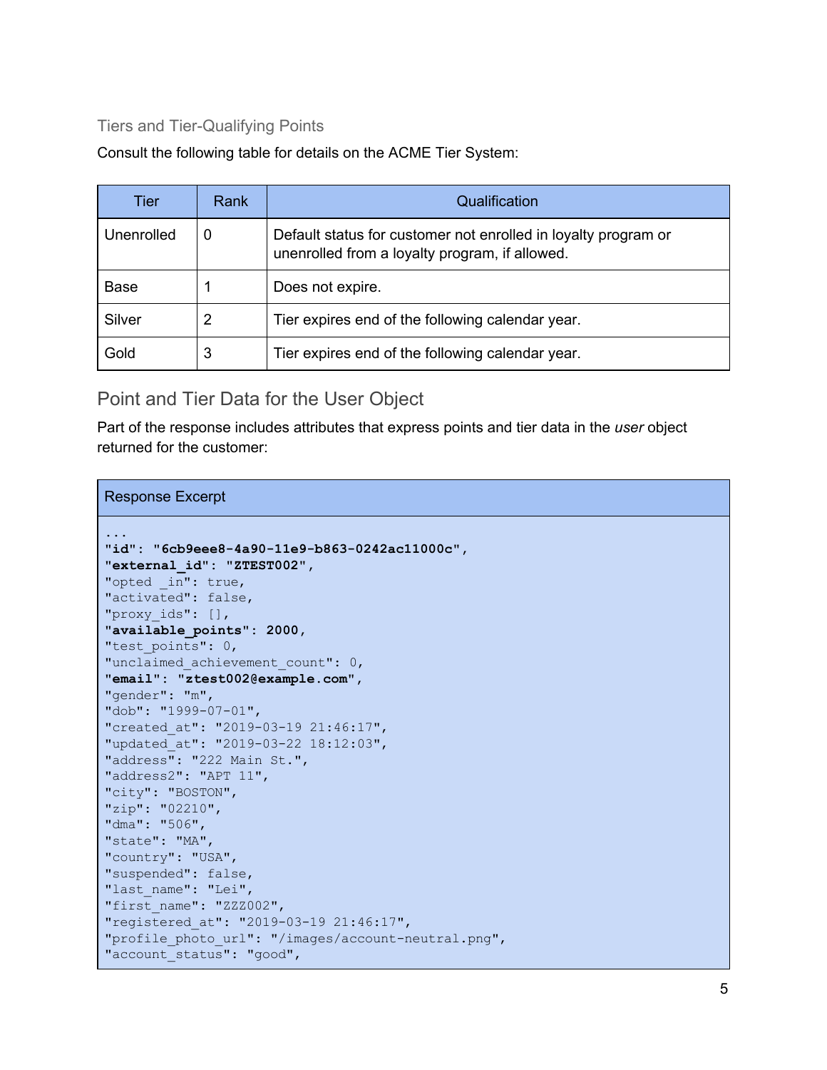### Tiers and Tier-Qualifying Points

Consult the following table for details on the ACME Tier System:

| Tier | Rank | Qualification |
| --- | --- | --- |
| Unenrolled | 0 | Default status for customer not enrolled in loyalty program or unenrolled from a loyalty program, if allowed. |
| Base | 1 | Does not expire. |
| Silver | 2 | Tier expires end of the following calendar year. |
| Gold | 3 | Tier expires end of the following calendar year. |

## Point and Tier Data for the User Object

Part of the response includes attributes that express points and tier data in the *user* object returned for the customer:

**Response Excerpt**

```
...
"id": "6cb9eee8-4a90-11e9-b863-0242ac11000c",
"external_id": "ZTEST002",
"opted _in": true,
"activated": false,
"proxy_ids": [],
"available_points": 2000,
"test_points": 0,
"unclaimed_achievement_count": 0,
"email": "ztest002@example.com",
"gender": "m",
"dob": "1999-07-01",
"created_at": "2019-03-19 21:46:17",
"updated_at": "2019-03-22 18:12:03",
"address": "222 Main St.",
"address2": "APT 11",
"city": "BOSTON",
"zip": "02210",
"dma": "506",
"state": "MA",
"country": "USA",
"suspended": false,
"last_name": "Lei",
"first_name": "ZZZ002",
"registered_at": "2019-03-19 21:46:17",
"profile_photo_url": "/images/account-neutral.png",
"account_status": "good",
```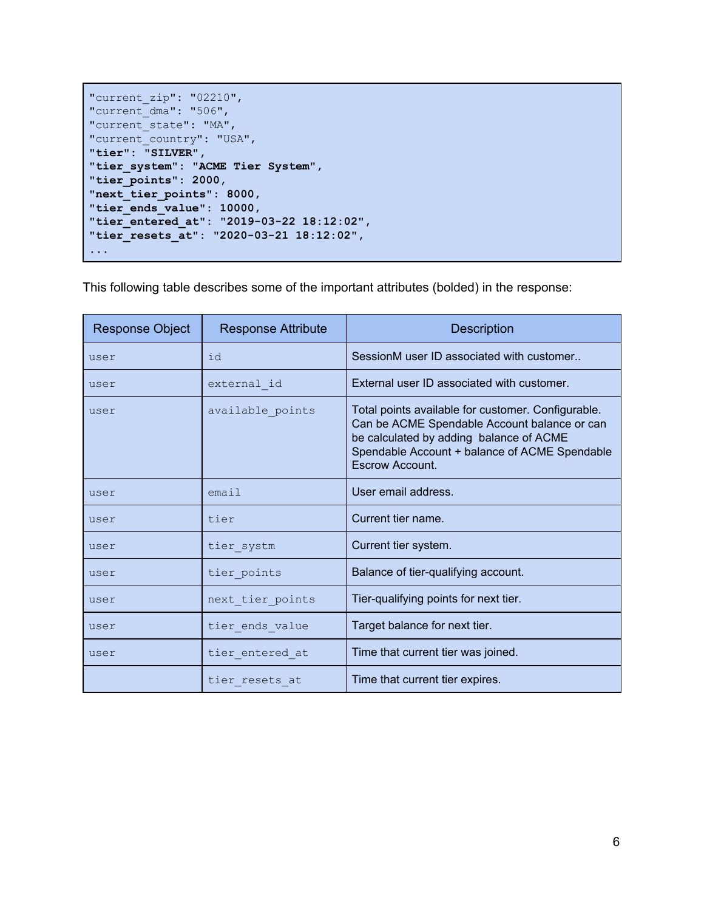```
"current_zip": "02210",
"current_dma": "506",
"current_state": "MA",
"current_country": "USA",
"tier": "SILVER",
"tier_system": "ACME Tier System",
"tier_points": 2000,
"next_tier_points": 8000,
"tier_ends_value": 10000,
"tier_entered_at": "2019-03-22 18:12:02",
"tier_resets_at": "2020-03-21 18:12:02",
...
```

This following table describes some of the important attributes (bolded) in the response:

| Response Object | Response Attribute | Description |
|---|---|---|
| user | id | SessionM user ID associated with customer.. |
| user | external_id | External user ID associated with customer. |
| user | available_points | Total points available for customer. Configurable. Can be ACME Spendable Account balance or can be calculated by adding balance of ACME Spendable Account + balance of ACME Spendable Escrow Account. |
| user | email | User email address. |
| user | tier | Current tier name. |
| user | tier_systm | Current tier system. |
| user | tier_points | Balance of tier-qualifying account. |
| user | next_tier_points | Tier-qualifying points for next tier. |
| user | tier_ends_value | Target balance for next tier. |
| user | tier_entered_at | Time that current tier was joined. |
| | tier_resets_at | Time that current tier expires. |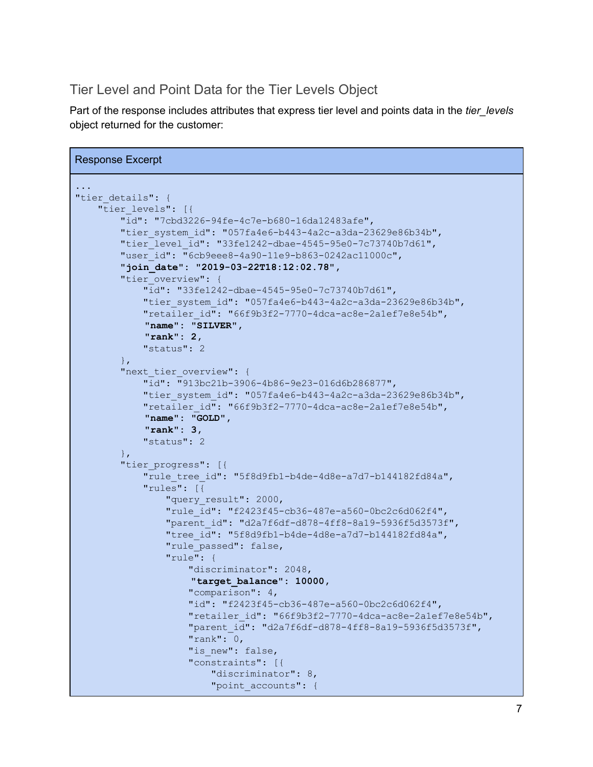## Tier Level and Point Data for the Tier Levels Object

Part of the response includes attributes that express tier level and points data in the *tier_levels* object returned for the customer:

**Response Excerpt**

```
...
"tier_details": {
    "tier_levels": [{
        "id": "7cbd3226-94fe-4c7e-b680-16da12483afe",
        "tier_system_id": "057fa4e6-b443-4a2c-a3da-23629e86b34b",
        "tier_level_id": "33fe1242-dbae-4545-95e0-7c73740b7d61",
        "user_id": "6cb9eee8-4a90-11e9-b863-0242ac11000c",
        "join_date": "2019-03-22T18:12:02.78",
        "tier_overview": {
            "id": "33fe1242-dbae-4545-95e0-7c73740b7d61",
            "tier_system_id": "057fa4e6-b443-4a2c-a3da-23629e86b34b",
            "retailer_id": "66f9b3f2-7770-4dca-ac8e-2a1ef7e8e54b",
            "name": "SILVER",
            "rank": 2,
            "status": 2
        },
        "next_tier_overview": {
            "id": "913bc21b-3906-4b86-9e23-016d6b286877",
            "tier_system_id": "057fa4e6-b443-4a2c-a3da-23629e86b34b",
            "retailer_id": "66f9b3f2-7770-4dca-ac8e-2a1ef7e8e54b",
            "name": "GOLD",
            "rank": 3,
            "status": 2
        },
        "tier_progress": [{
            "rule_tree_id": "5f8d9fb1-b4de-4d8e-a7d7-b144182fd84a",
            "rules": [{
                "query_result": 2000,
                "rule_id": "f2423f45-cb36-487e-a560-0bc2c6d062f4",
                "parent_id": "d2a7f6df-d878-4ff8-8a19-5936f5d3573f",
                "tree_id": "5f8d9fb1-b4de-4d8e-a7d7-b144182fd84a",
                "rule_passed": false,
                "rule": {
                    "discriminator": 2048,
                    "target_balance": 10000,
                    "comparison": 4,
                    "id": "f2423f45-cb36-487e-a560-0bc2c6d062f4",
                    "retailer_id": "66f9b3f2-7770-4dca-ac8e-2a1ef7e8e54b",
                    "parent_id": "d2a7f6df-d878-4ff8-8a19-5936f5d3573f",
                    "rank": 0,
                    "is_new": false,
                    "constraints": [{
                        "discriminator": 8,
                        "point_accounts": {
```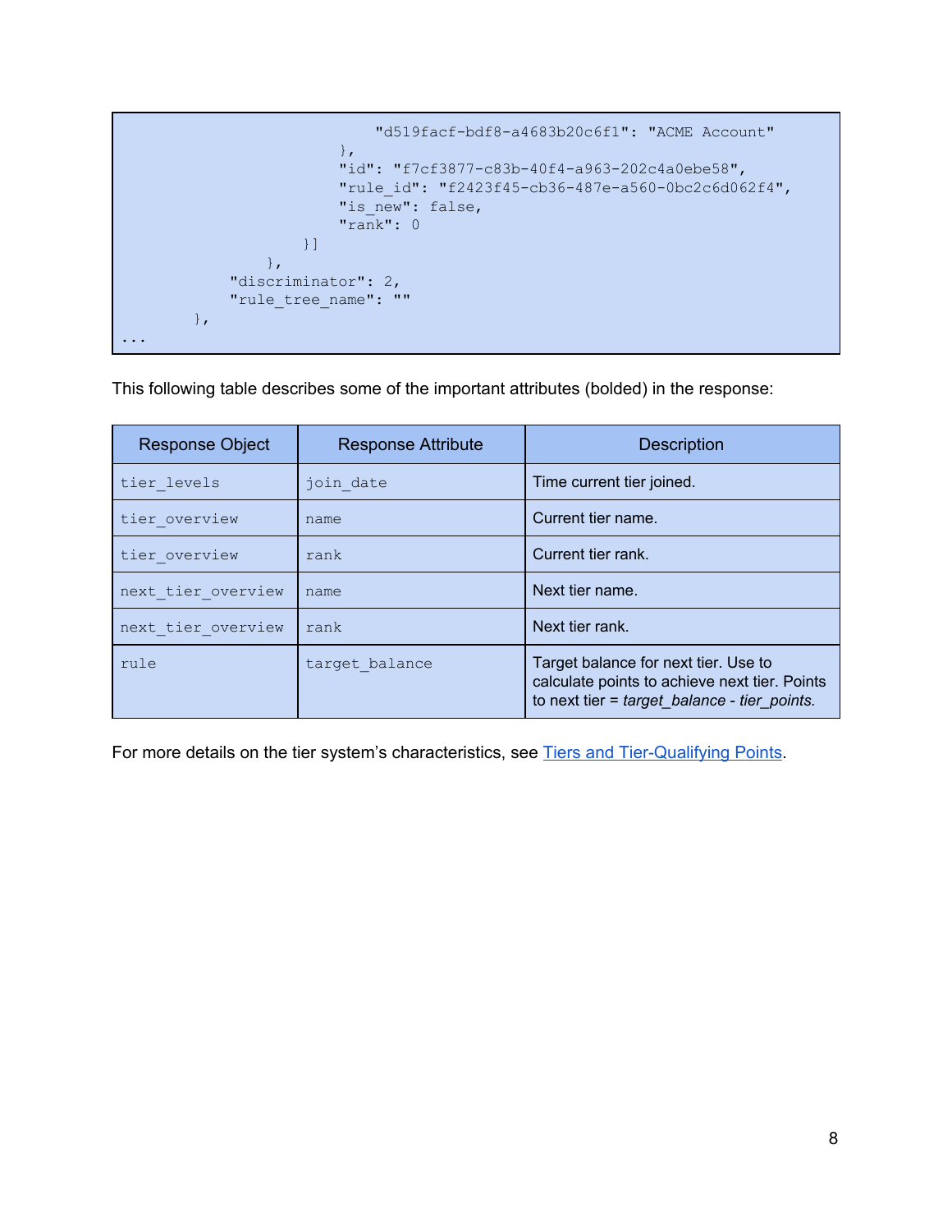```
                            "d519facf-bdf8-a4683b20c6f1": "ACME Account"
                        },
                        "id": "f7cf3877-c83b-40f4-a963-202c4a0ebe58",
                        "rule_id": "f2423f45-cb36-487e-a560-0bc2c6d062f4",
                        "is_new": false,
                        "rank": 0
                    }]
                },
            "discriminator": 2,
            "rule_tree_name": ""
        },
...
```

This following table describes some of the important attributes (bolded) in the response:

| Response Object | Response Attribute | Description |
|---|---|---|
| `tier_levels` | `join_date` | Time current tier joined. |
| `tier_overview` | `name` | Current tier name. |
| `tier_overview` | `rank` | Current tier rank. |
| `next_tier_overview` | `name` | Next tier name. |
| `next_tier_overview` | `rank` | Next tier rank. |
| `rule` | `target_balance` | Target balance for next tier. Use to calculate points to achieve next tier. Points to next tier = *target_balance - tier_points.* |

For more details on the tier system's characteristics, see [Tiers and Tier-Qualifying Points]().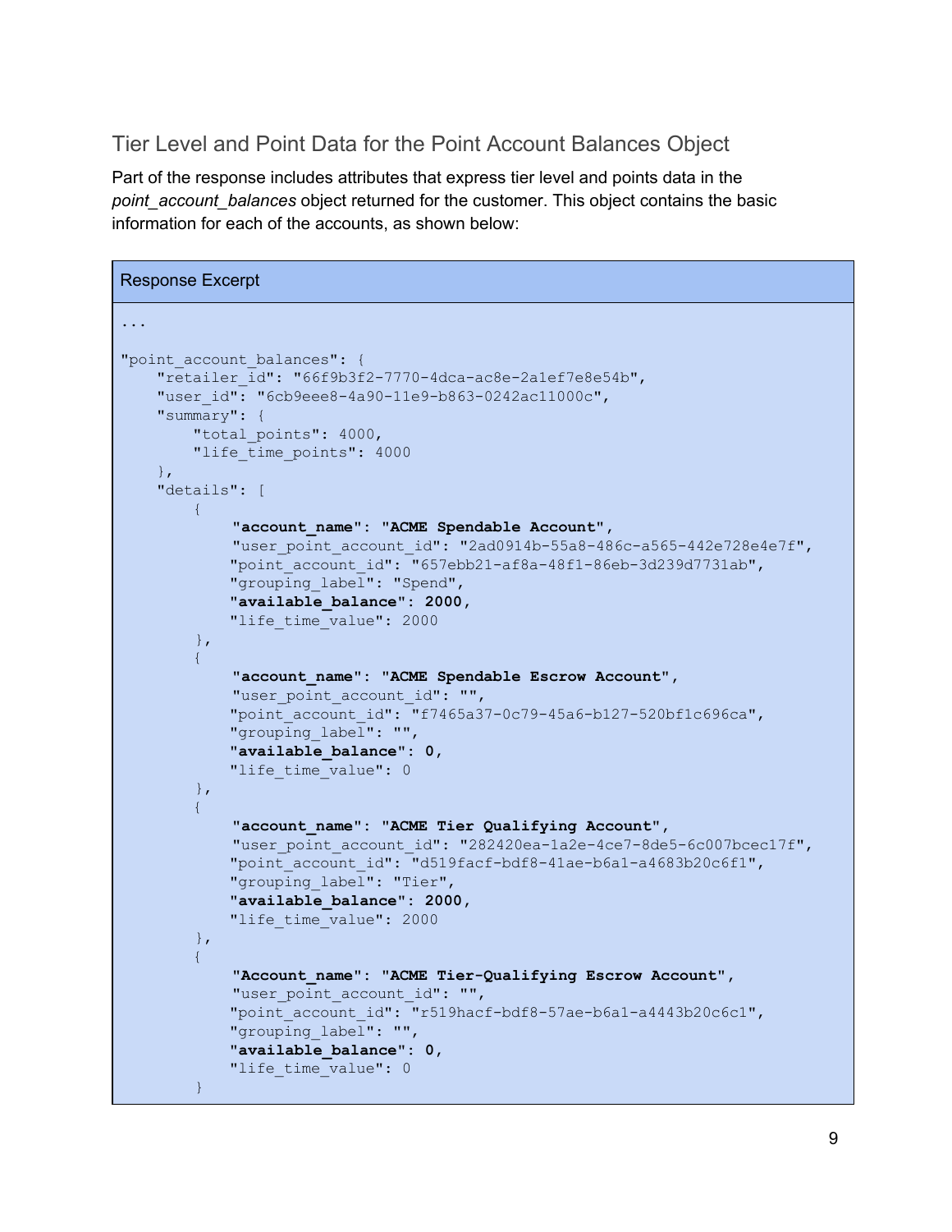## Tier Level and Point Data for the Point Account Balances Object

Part of the response includes attributes that express tier level and points data in the *point_account_balances* object returned for the customer. This object contains the basic information for each of the accounts, as shown below:

**Response Excerpt**

```
...

"point_account_balances": {
    "retailer_id": "66f9b3f2-7770-4dca-ac8e-2a1ef7e8e54b",
    "user_id": "6cb9eee8-4a90-11e9-b863-0242ac11000c",
    "summary": {
        "total_points": 4000,
        "life_time_points": 4000
    },
    "details": [
        {
            "account_name": "ACME Spendable Account",
            "user_point_account_id": "2ad0914b-55a8-486c-a565-442e728e4e7f",
            "point_account_id": "657ebb21-af8a-48f1-86eb-3d239d7731ab",
            "grouping_label": "Spend",
            "available_balance": 2000,
            "life_time_value": 2000
        },
        {
            "account_name": "ACME Spendable Escrow Account",
            "user_point_account_id": "",
            "point_account_id": "f7465a37-0c79-45a6-b127-520bf1c696ca",
            "grouping_label": "",
            "available_balance": 0,
            "life_time_value": 0
        },
        {
            "account_name": "ACME Tier Qualifying Account",
            "user_point_account_id": "282420ea-1a2e-4ce7-8de5-6c007bcec17f",
            "point_account_id": "d519facf-bdf8-41ae-b6a1-a4683b20c6f1",
            "grouping_label": "Tier",
            "available_balance": 2000,
            "life_time_value": 2000
        },
        {
            "Account_name": "ACME Tier-Qualifying Escrow Account",
            "user_point_account_id": "",
            "point_account_id": "r519hacf-bdf8-57ae-b6a1-a4443b20c6c1",
            "grouping_label": "",
            "available_balance": 0,
            "life_time_value": 0
        }
```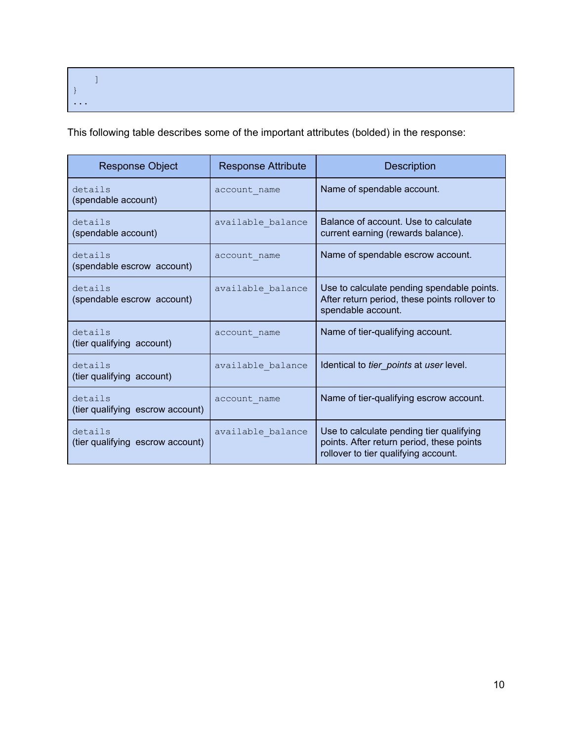```
    ]
}
...
```

This following table describes some of the important attributes (bolded) in the response:

| Response Object | Response Attribute | Description |
|---|---|---|
| `details` (spendable account) | `account_name` | Name of spendable account. |
| `details` (spendable account) | `available_balance` | Balance of account. Use to calculate current earning (rewards balance). |
| `details` (spendable escrow account) | `account_name` | Name of spendable escrow account. |
| `details` (spendable escrow account) | `available_balance` | Use to calculate pending spendable points. After return period, these points rollover to spendable account. |
| `details` (tier qualifying account) | `account_name` | Name of tier-qualifying account. |
| `details` (tier qualifying account) | `available_balance` | Identical to *tier_points* at *user* level. |
| `details` (tier qualifying escrow account) | `account_name` | Name of tier-qualifying escrow account. |
| `details` (tier qualifying escrow account) | `available_balance` | Use to calculate pending tier qualifying points. After return period, these points rollover to tier qualifying account. |